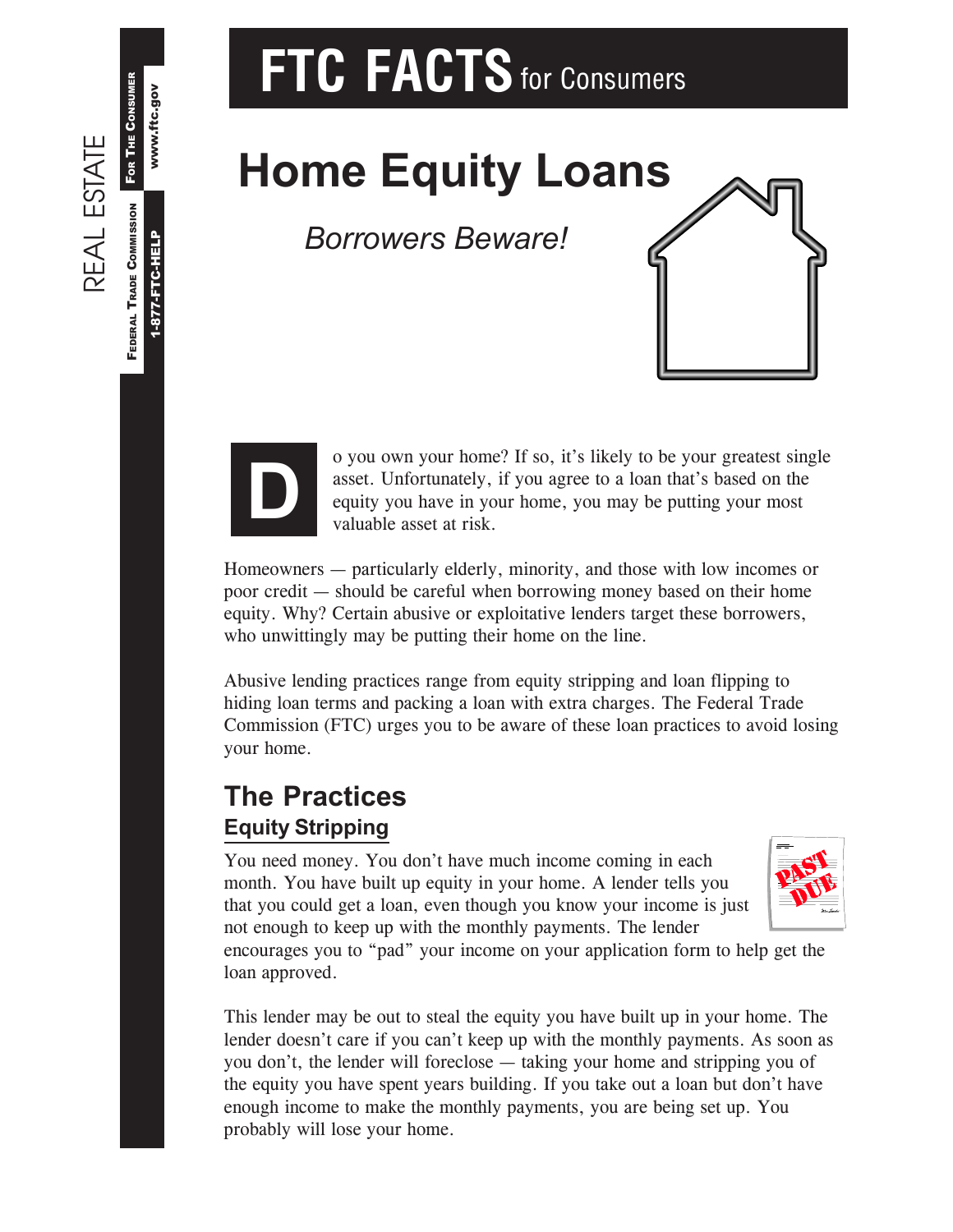# FTC FACTS for Consumers

# Home Equity Loans

*Borrowers Beware!*

Do you own your home? If so, it's likely to be your greatest single asset. Unfortunately, if you agree to a loan that's based on the equity you have in your home, you may be putting your most valuable asset at risk.

Homeowners — particularly elderly, minority, and those with low incomes or poor credit — should be careful when borrowing money based on their home equity. Why? Certain abusive or exploitative lenders target these borrowers, who unwittingly may be putting their home on the line.

Abusive lending practices range from equity stripping and loan flipping to hiding loan terms and packing a loan with extra charges. The Federal Trade Commission (FTC) urges you to be aware of these loan practices to avoid losing your home.

## The Practices

### Equity Stripping

You need money. You don't have much income coming in each month. You have built up equity in your home. A lender tells you that you could get a loan, even though you know your income is just not enough to keep up with the monthly payments. The lender encourages you to "pad" your income on your application form to help get the loan approved.

This lender may be out to steal the equity you have built up in your home. The lender doesn't care if you can't keep up with the monthly payments. As soon as you don't, the lender will foreclose — taking your home and stripping you of the equity you have spent years building. If you take out a loan but don't have enough income to make the monthly payments, you are being set up. You probably will lose your home.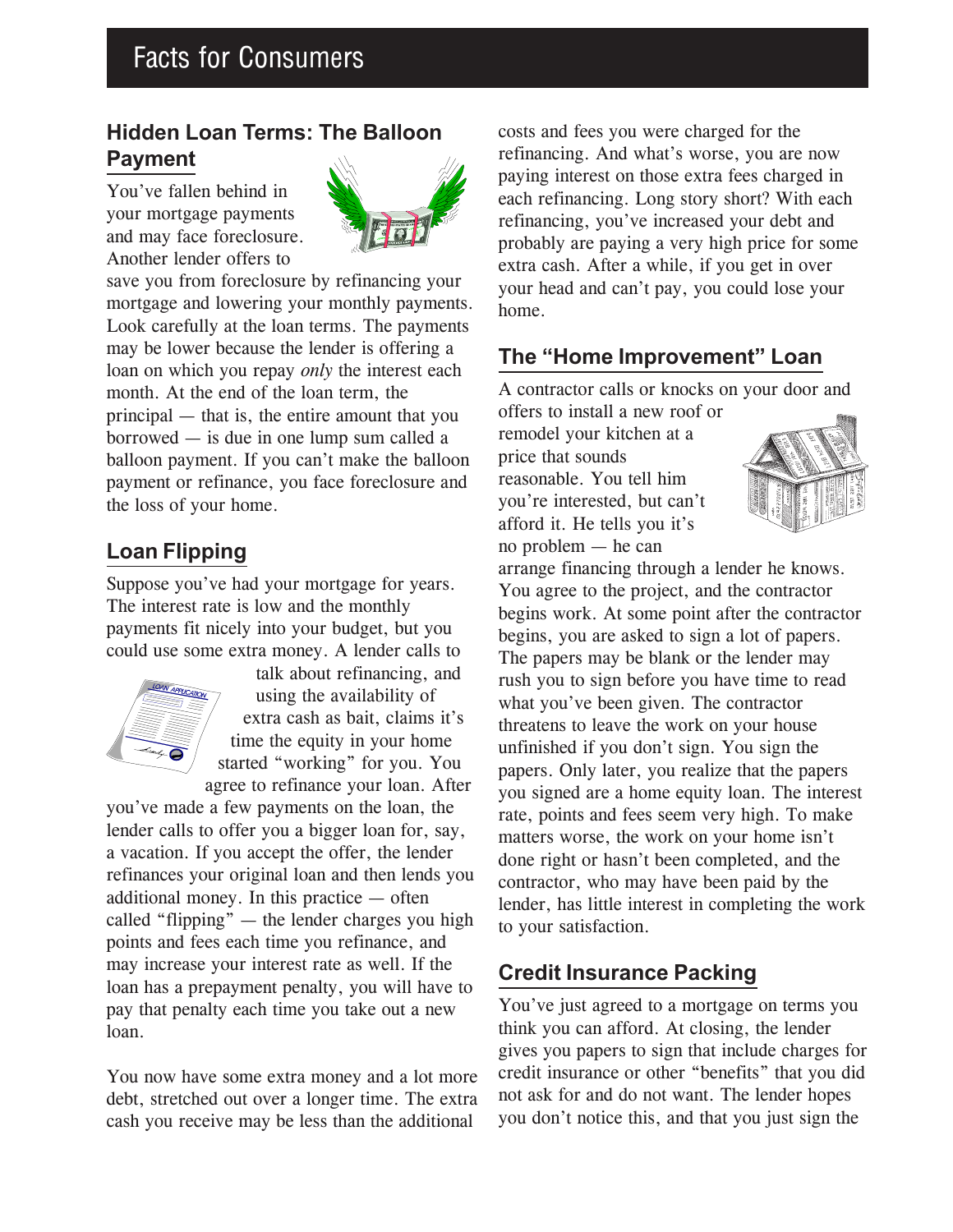## Hidden Loan Terms: The Balloon Payment

You've fallen behind in your mortgage payments and may face foreclosure. Another lender offers to save you from foreclosure by refinancing your mortgage and lowering your monthly payments. Look carefully at the loan terms. The payments may be lower because the lender is offering a loan on which you repay *only* the interest each month. At the end of the loan term, the principal — that is, the entire amount that you borrowed — is due in one lump sum called a balloon payment. If you can't make the balloon payment or refinance, you face foreclosure and the loss of your home.

## Loan Flipping

Suppose you've had your mortgage for years. The interest rate is low and the monthly payments fit nicely into your budget, but you could use some extra money. A lender calls to talk about refinancing, and using the availability of extra cash as bait, claims it's time the equity in your home started "working" for you. You agree to refinance your loan. After you've made a few payments on the loan, the lender calls to offer you a bigger loan for, say, a vacation. If you accept the offer, the lender refinances your original loan and then lends you additional money. In this practice — often called "flipping" — the lender charges you high points and fees each time you refinance, and may increase your interest rate as well. If the loan has a prepayment penalty, you will have to pay that penalty each time you take out a new loan.

You now have some extra money and a lot more debt, stretched out over a longer time. The extra cash you receive may be less than the additional costs and fees you were charged for the refinancing. And what's worse, you are now paying interest on those extra fees charged in each refinancing. Long story short? With each refinancing, you've increased your debt and probably are paying a very high price for some extra cash. After a while, if you get in over your head and can't pay, you could lose your home.

## The "Home Improvement" Loan

A contractor calls or knocks on your door and offers to install a new roof or remodel your kitchen at a price that sounds reasonable. You tell him you're interested, but can't afford it. He tells you it's no problem — he can arrange financing through a lender he knows. You agree to the project, and the contractor begins work. At some point after the contractor begins, you are asked to sign a lot of papers. The papers may be blank or the lender may rush you to sign before you have time to read what you've been given. The contractor threatens to leave the work on your house unfinished if you don't sign. You sign the papers. Only later, you realize that the papers you signed are a home equity loan. The interest rate, points and fees seem very high. To make matters worse, the work on your home isn't done right or hasn't been completed, and the contractor, who may have been paid by the lender, has little interest in completing the work to your satisfaction.

## Credit Insurance Packing

You've just agreed to a mortgage on terms you think you can afford. At closing, the lender gives you papers to sign that include charges for credit insurance or other "benefits" that you did not ask for and do not want. The lender hopes you don't notice this, and that you just sign the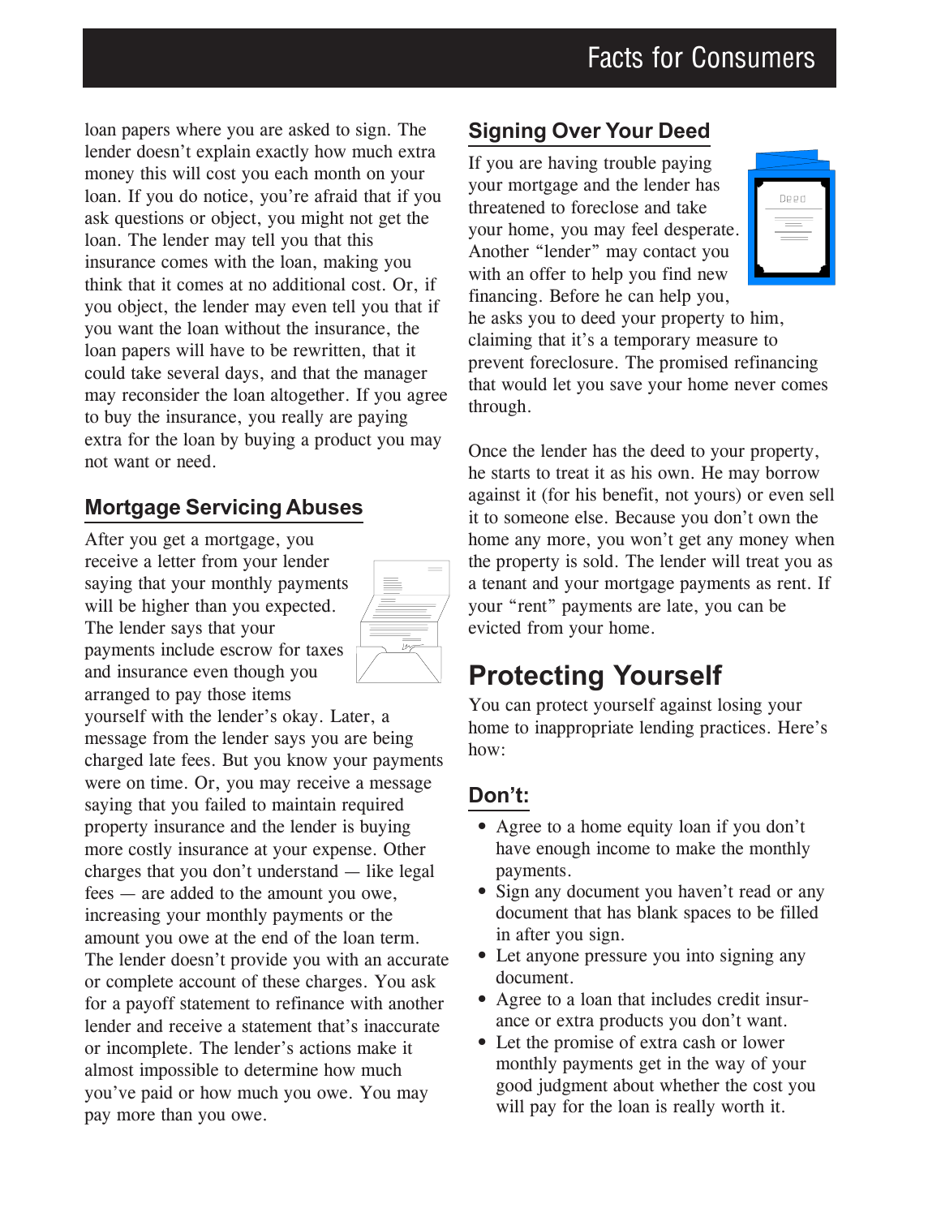loan papers where you are asked to sign. The lender doesn't explain exactly how much extra money this will cost you each month on your loan. If you do notice, you're afraid that if you ask questions or object, you might not get the loan. The lender may tell you that this insurance comes with the loan, making you think that it comes at no additional cost. Or, if you object, the lender may even tell you that if you want the loan without the insurance, the loan papers will have to be rewritten, that it could take several days, and that the manager may reconsider the loan altogether. If you agree to buy the insurance, you really are paying extra for the loan by buying a product you may not want or need.

### Mortgage Servicing Abuses

After you get a mortgage, you receive a letter from your lender saying that your monthly payments will be higher than you expected. The lender says that your payments include escrow for taxes and insurance even though you arranged to pay those items yourself with the lender's okay. Later, a message from the lender says you are being charged late fees. But you know your payments were on time. Or, you may receive a message saying that you failed to maintain required property insurance and the lender is buying more costly insurance at your expense. Other charges that you don't understand — like legal fees — are added to the amount you owe, increasing your monthly payments or the amount you owe at the end of the loan term. The lender doesn't provide you with an accurate or complete account of these charges. You ask for a payoff statement to refinance with another lender and receive a statement that's inaccurate or incomplete. The lender's actions make it almost impossible to determine how much you've paid or how much you owe. You may pay more than you owe.

### Signing Over Your Deed

If you are having trouble paying your mortgage and the lender has threatened to foreclose and take your home, you may feel desperate. Another "lender" may contact you with an offer to help you find new financing. Before he can help you, he asks you to deed your property to him, claiming that it's a temporary measure to prevent foreclosure. The promised refinancing that would let you save your home never comes through.

Once the lender has the deed to your property, he starts to treat it as his own. He may borrow against it (for his benefit, not yours) or even sell it to someone else. Because you don't own the home any more, you won't get any money when the property is sold. The lender will treat you as a tenant and your mortgage payments as rent. If your "rent" payments are late, you can be evicted from your home.

## Protecting Yourself

You can protect yourself against losing your home to inappropriate lending practices. Here's how:

### Don't:

- Agree to a home equity loan if you don't have enough income to make the monthly payments.
- Sign any document you haven't read or any document that has blank spaces to be filled in after you sign.
- Let anyone pressure you into signing any document.
- Agree to a loan that includes credit insurance or extra products you don't want.
- Let the promise of extra cash or lower monthly payments get in the way of your good judgment about whether the cost you will pay for the loan is really worth it.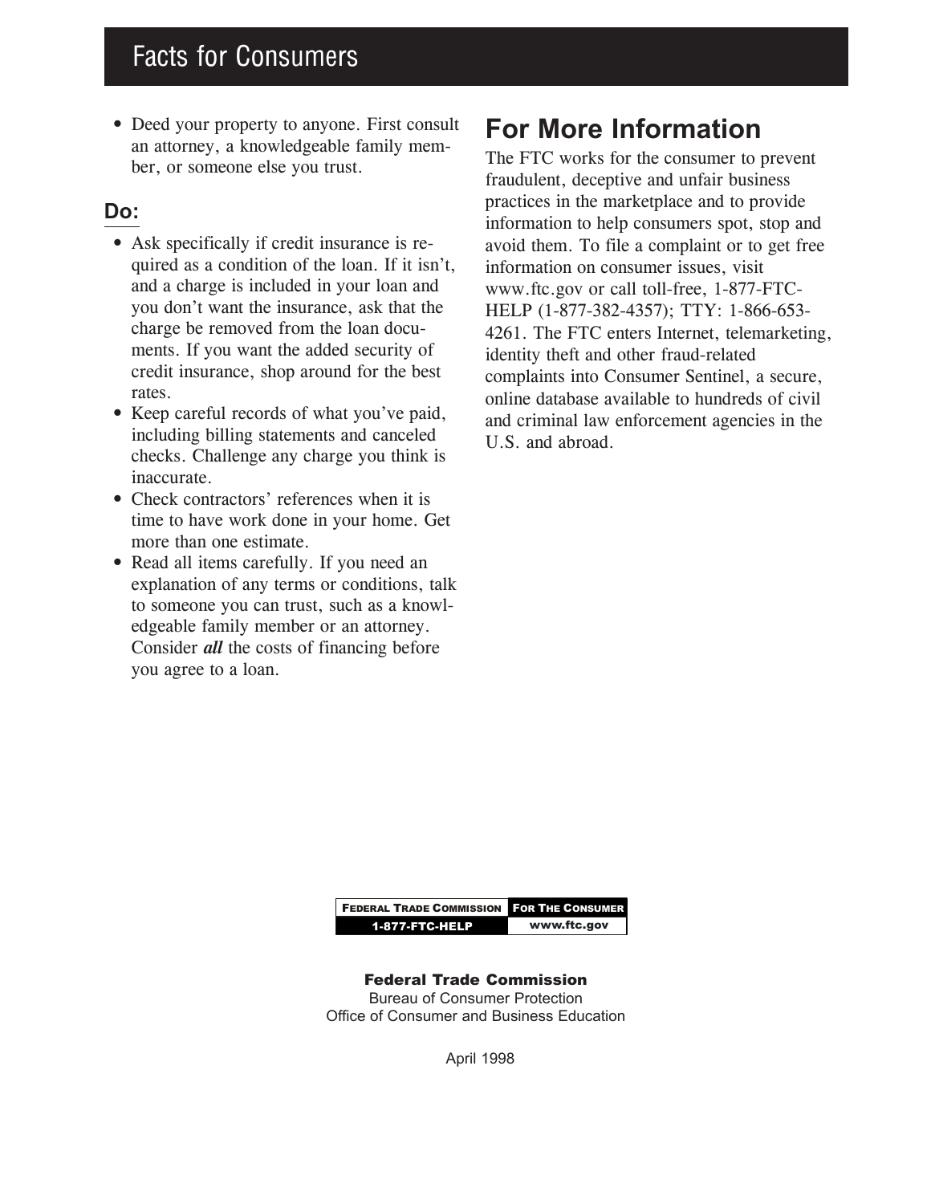- Deed your property to anyone. First consult an attorney, a knowledgeable family member, or someone else you trust.

## Do:

- Ask specifically if credit insurance is required as a condition of the loan. If it isn't, and a charge is included in your loan and you don't want the insurance, ask that the charge be removed from the loan documents. If you want the added security of credit insurance, shop around for the best rates.
- Keep careful records of what you've paid, including billing statements and canceled checks. Challenge any charge you think is inaccurate.
- Check contractors' references when it is time to have work done in your home. Get more than one estimate.
- Read all items carefully. If you need an explanation of any terms or conditions, talk to someone you can trust, such as a knowledgeable family member or an attorney. Consider ***all*** the costs of financing before you agree to a loan.

# For More Information

The FTC works for the consumer to prevent fraudulent, deceptive and unfair business practices in the marketplace and to provide information to help consumers spot, stop and avoid them. To file a complaint or to get free information on consumer issues, visit www.ftc.gov or call toll-free, 1-877-FTC-HELP (1-877-382-4357); TTY: 1-866-653-4261. The FTC enters Internet, telemarketing, identity theft and other fraud-related complaints into Consumer Sentinel, a secure, online database available to hundreds of civil and criminal law enforcement agencies in the U.S. and abroad.

FEDERAL TRADE COMMISSION | FOR THE CONSUMER
1-877-FTC-HELP | www.ftc.gov

**Federal Trade Commission**
Bureau of Consumer Protection
Office of Consumer and Business Education

April 1998